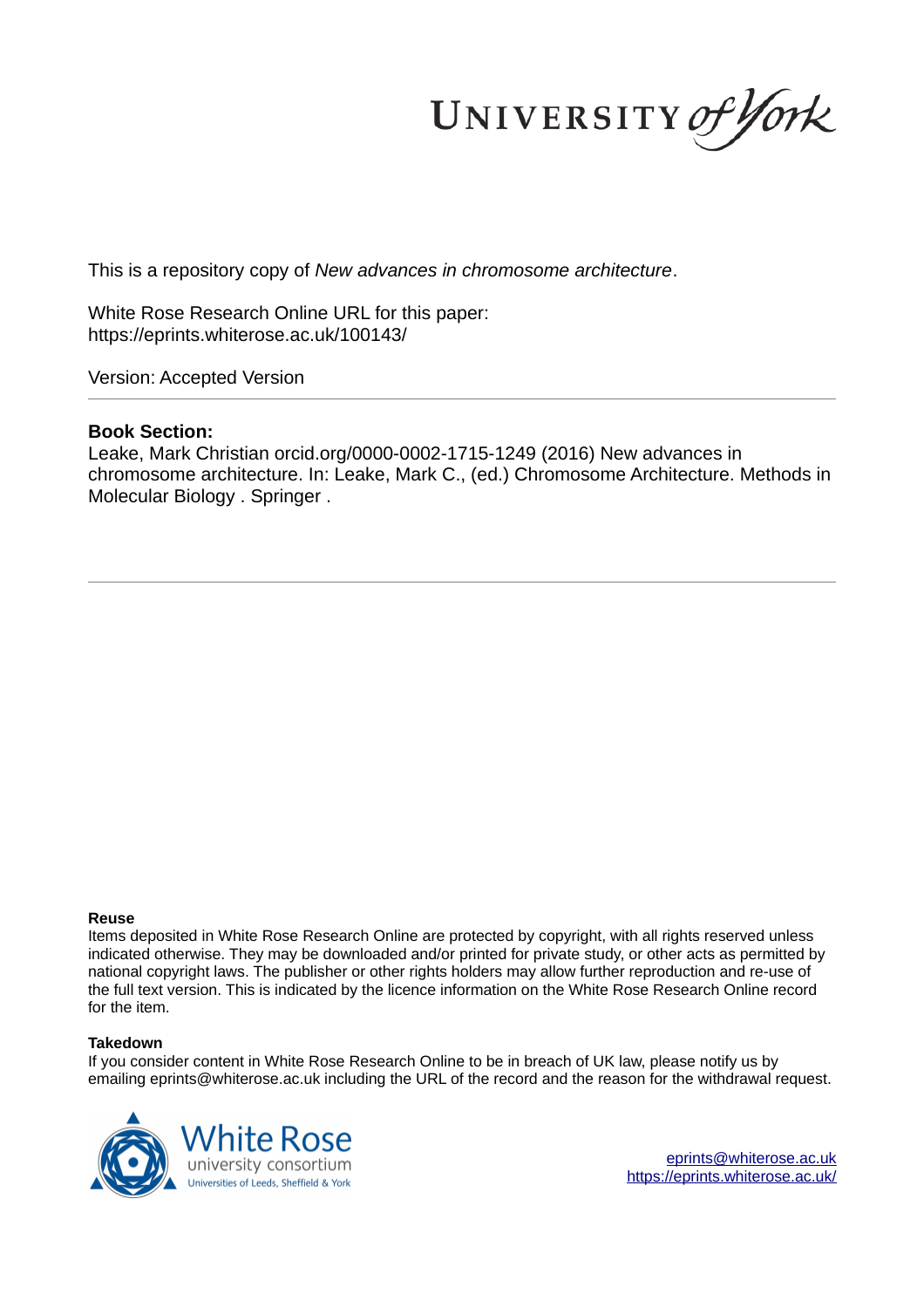UNIVERSITY *of York*

This is a repository copy of *New advances in chromosome architecture*.

White Rose Research Online URL for this paper:
https://eprints.whiterose.ac.uk/100143/

Version: Accepted Version

**Book Section:**

Leake, Mark Christian orcid.org/0000-0002-1715-1249 (2016) New advances in chromosome architecture. In: Leake, Mark C., (ed.) Chromosome Architecture. Methods in Molecular Biology . Springer .

**Reuse**

Items deposited in White Rose Research Online are protected by copyright, with all rights reserved unless indicated otherwise. They may be downloaded and/or printed for private study, or other acts as permitted by national copyright laws. The publisher or other rights holders may allow further reproduction and re-use of the full text version. This is indicated by the licence information on the White Rose Research Online record for the item.

**Takedown**

If you consider content in White Rose Research Online to be in breach of UK law, please notify us by emailing eprints@whiterose.ac.uk including the URL of the record and the reason for the withdrawal request.

White Rose university consortium
Universities of Leeds, Sheffield & York

eprints@whiterose.ac.uk
https://eprints.whiterose.ac.uk/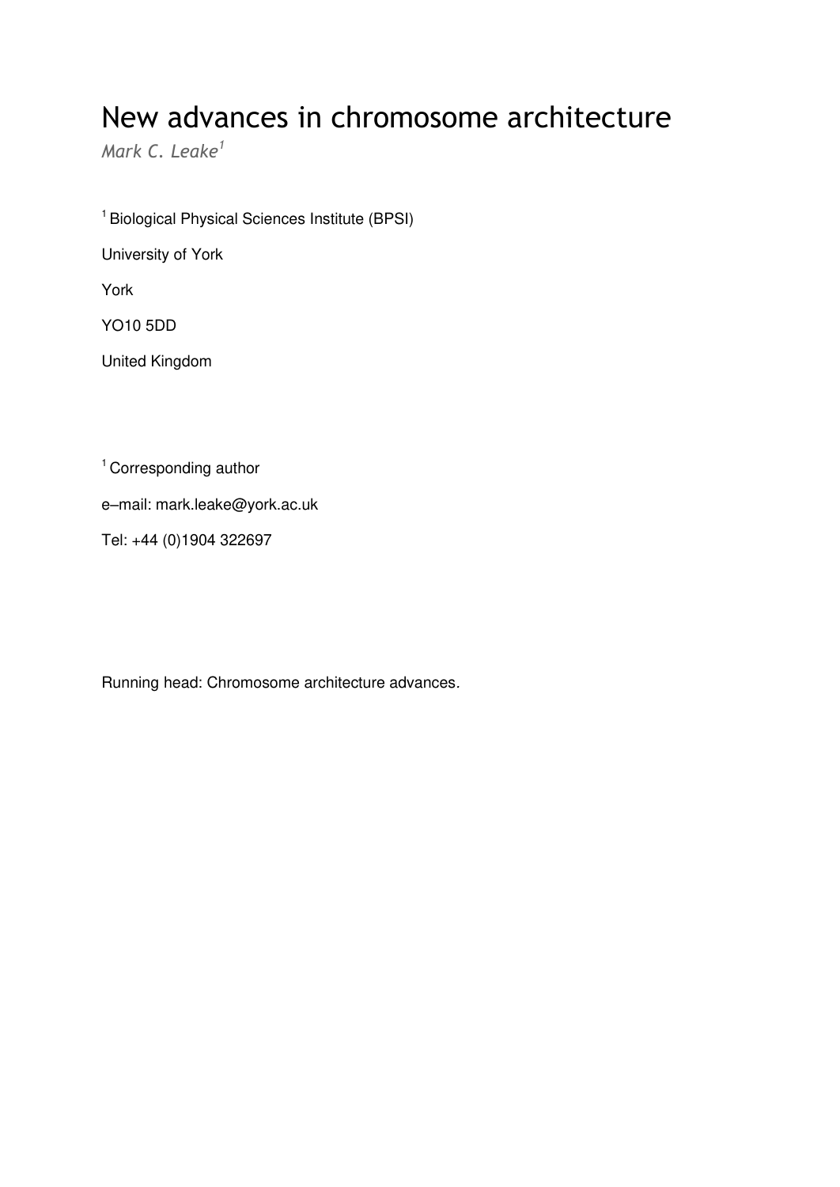# New advances in chromosome architecture

*Mark C. Leake*[1]

[1] Biological Physical Sciences Institute (BPSI)

University of York

York

YO10 5DD

United Kingdom

[1] Corresponding author

e–mail: mark.leake@york.ac.uk

Tel: +44 (0)1904 322697

Running head: Chromosome architecture advances.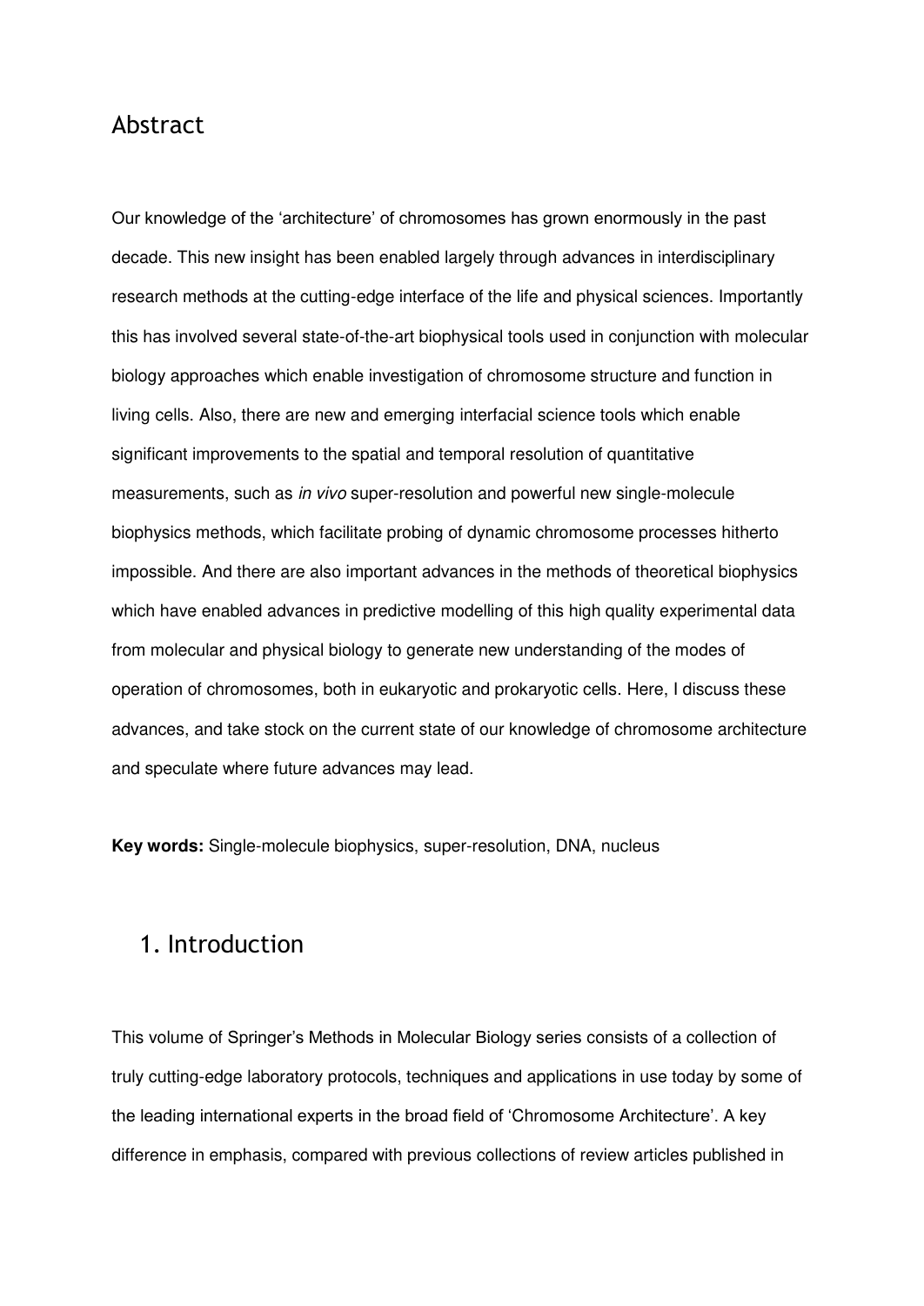## Abstract

Our knowledge of the 'architecture' of chromosomes has grown enormously in the past decade. This new insight has been enabled largely through advances in interdisciplinary research methods at the cutting-edge interface of the life and physical sciences. Importantly this has involved several state-of-the-art biophysical tools used in conjunction with molecular biology approaches which enable investigation of chromosome structure and function in living cells. Also, there are new and emerging interfacial science tools which enable significant improvements to the spatial and temporal resolution of quantitative measurements, such as *in vivo* super-resolution and powerful new single-molecule biophysics methods, which facilitate probing of dynamic chromosome processes hitherto impossible. And there are also important advances in the methods of theoretical biophysics which have enabled advances in predictive modelling of this high quality experimental data from molecular and physical biology to generate new understanding of the modes of operation of chromosomes, both in eukaryotic and prokaryotic cells. Here, I discuss these advances, and take stock on the current state of our knowledge of chromosome architecture and speculate where future advances may lead.

**Key words:** Single-molecule biophysics, super-resolution, DNA, nucleus

## 1. Introduction

This volume of Springer's Methods in Molecular Biology series consists of a collection of truly cutting-edge laboratory protocols, techniques and applications in use today by some of the leading international experts in the broad field of 'Chromosome Architecture'. A key difference in emphasis, compared with previous collections of review articles published in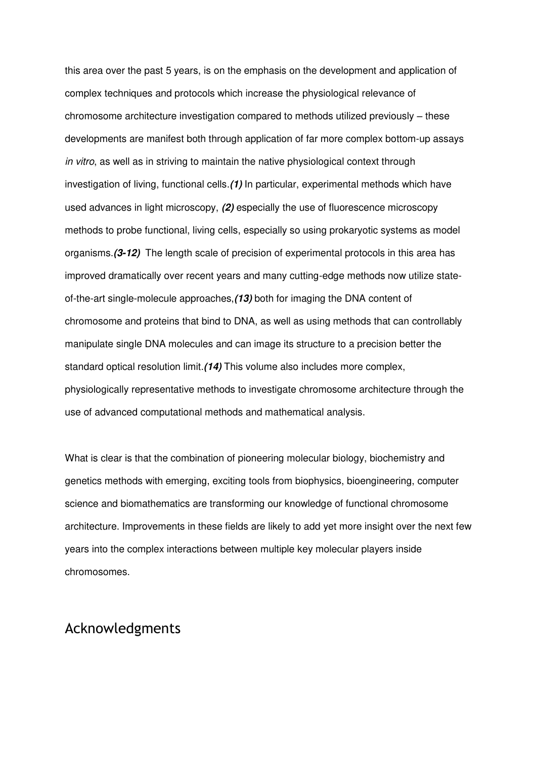this area over the past 5 years, is on the emphasis on the development and application of complex techniques and protocols which increase the physiological relevance of chromosome architecture investigation compared to methods utilized previously – these developments are manifest both through application of far more complex bottom-up assays *in vitro*, as well as in striving to maintain the native physiological context through investigation of living, functional cells.***(1)*** In particular, experimental methods which have used advances in light microscopy, ***(2)*** especially the use of fluorescence microscopy methods to probe functional, living cells, especially so using prokaryotic systems as model organisms.***(3-12)*** The length scale of precision of experimental protocols in this area has improved dramatically over recent years and many cutting-edge methods now utilize state-of-the-art single-molecule approaches,***(13)*** both for imaging the DNA content of chromosome and proteins that bind to DNA, as well as using methods that can controllably manipulate single DNA molecules and can image its structure to a precision better the standard optical resolution limit.***(14)*** This volume also includes more complex, physiologically representative methods to investigate chromosome architecture through the use of advanced computational methods and mathematical analysis.

What is clear is that the combination of pioneering molecular biology, biochemistry and genetics methods with emerging, exciting tools from biophysics, bioengineering, computer science and biomathematics are transforming our knowledge of functional chromosome architecture. Improvements in these fields are likely to add yet more insight over the next few years into the complex interactions between multiple key molecular players inside chromosomes.

## Acknowledgments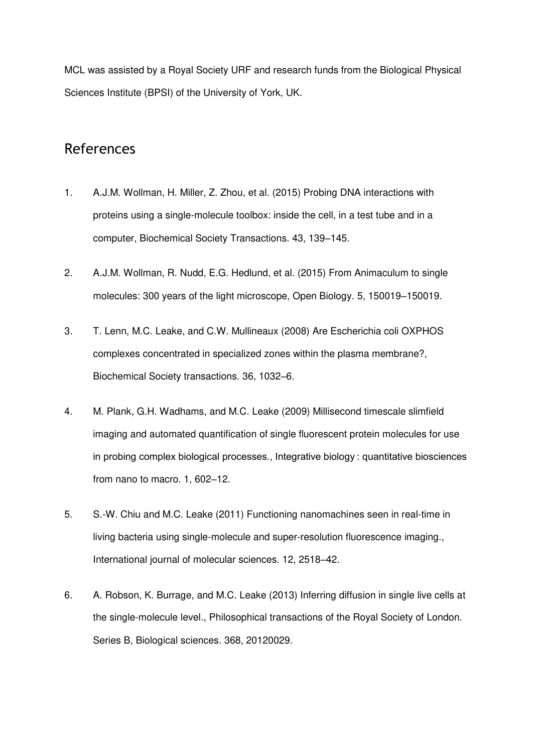MCL was assisted by a Royal Society URF and research funds from the Biological Physical Sciences Institute (BPSI) of the University of York, UK.

## References

1. A.J.M. Wollman, H. Miller, Z. Zhou, et al. (2015) Probing DNA interactions with proteins using a single-molecule toolbox: inside the cell, in a test tube and in a computer, Biochemical Society Transactions. 43, 139–145.

2. A.J.M. Wollman, R. Nudd, E.G. Hedlund, et al. (2015) From Animaculum to single molecules: 300 years of the light microscope, Open Biology. 5, 150019–150019.

3. T. Lenn, M.C. Leake, and C.W. Mullineaux (2008) Are Escherichia coli OXPHOS complexes concentrated in specialized zones within the plasma membrane?, Biochemical Society transactions. 36, 1032–6.

4. M. Plank, G.H. Wadhams, and M.C. Leake (2009) Millisecond timescale slimfield imaging and automated quantification of single fluorescent protein molecules for use in probing complex biological processes., Integrative biology : quantitative biosciences from nano to macro. 1, 602–12.

5. S.-W. Chiu and M.C. Leake (2011) Functioning nanomachines seen in real-time in living bacteria using single-molecule and super-resolution fluorescence imaging., International journal of molecular sciences. 12, 2518–42.

6. A. Robson, K. Burrage, and M.C. Leake (2013) Inferring diffusion in single live cells at the single-molecule level., Philosophical transactions of the Royal Society of London. Series B, Biological sciences. 368, 20120029.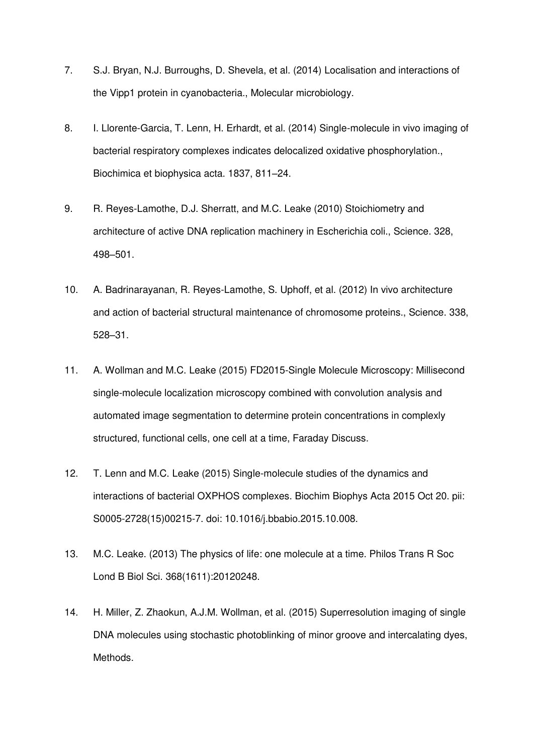7. S.J. Bryan, N.J. Burroughs, D. Shevela, et al. (2014) Localisation and interactions of the Vipp1 protein in cyanobacteria., Molecular microbiology.

8. I. Llorente-Garcia, T. Lenn, H. Erhardt, et al. (2014) Single-molecule in vivo imaging of bacterial respiratory complexes indicates delocalized oxidative phosphorylation., Biochimica et biophysica acta. 1837, 811–24.

9. R. Reyes-Lamothe, D.J. Sherratt, and M.C. Leake (2010) Stoichiometry and architecture of active DNA replication machinery in Escherichia coli., Science. 328, 498–501.

10. A. Badrinarayanan, R. Reyes-Lamothe, S. Uphoff, et al. (2012) In vivo architecture and action of bacterial structural maintenance of chromosome proteins., Science. 338, 528–31.

11. A. Wollman and M.C. Leake (2015) FD2015-Single Molecule Microscopy: Millisecond single-molecule localization microscopy combined with convolution analysis and automated image segmentation to determine protein concentrations in complexly structured, functional cells, one cell at a time, Faraday Discuss.

12. T. Lenn and M.C. Leake (2015) Single-molecule studies of the dynamics and interactions of bacterial OXPHOS complexes. Biochim Biophys Acta 2015 Oct 20. pii: S0005-2728(15)00215-7. doi: 10.1016/j.bbabio.2015.10.008.

13. M.C. Leake. (2013) The physics of life: one molecule at a time. Philos Trans R Soc Lond B Biol Sci. 368(1611):20120248.

14. H. Miller, Z. Zhaokun, A.J.M. Wollman, et al. (2015) Superresolution imaging of single DNA molecules using stochastic photoblinking of minor groove and intercalating dyes, Methods.